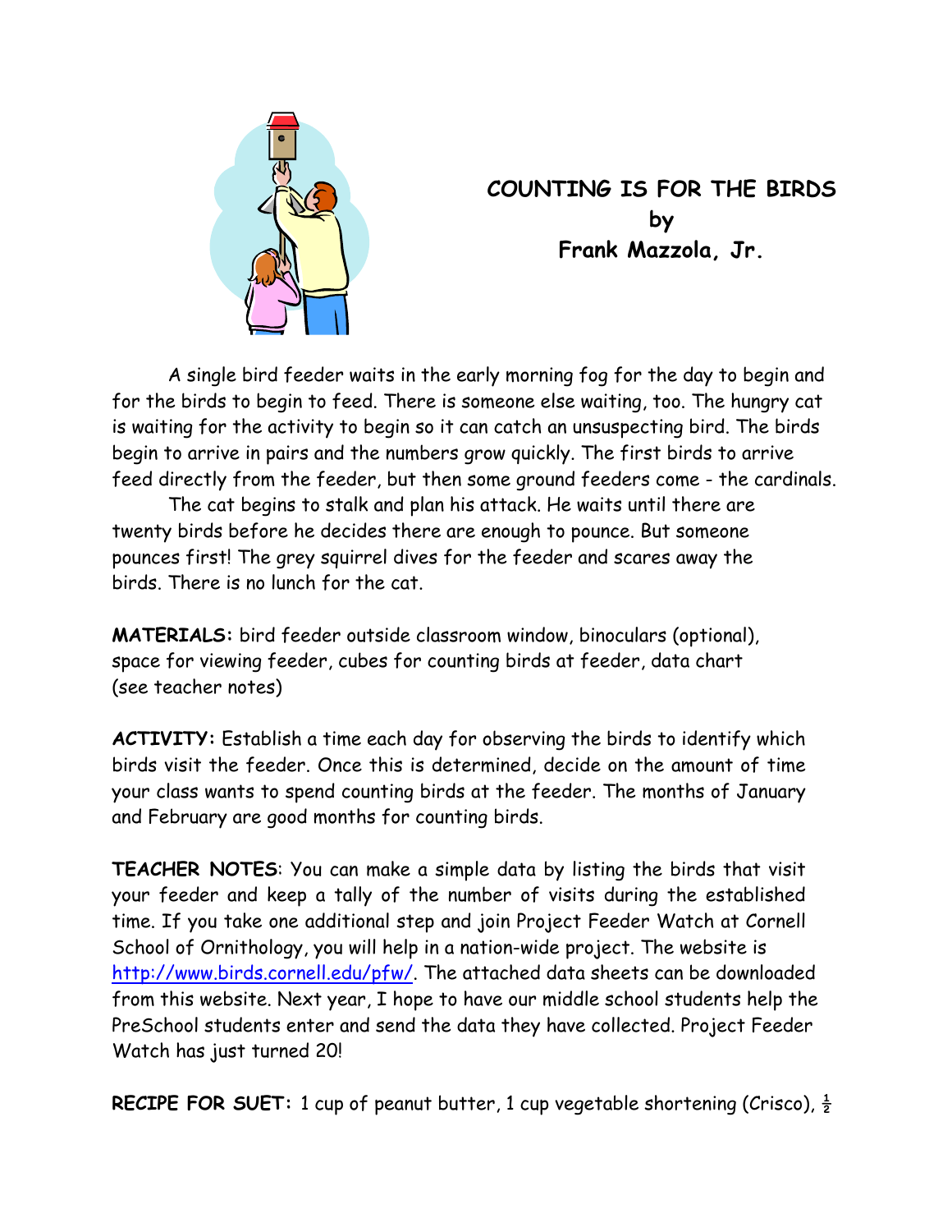# COUNTING IS FOR THE BIRDS
by
Frank Mazzola, Jr.

A single bird feeder waits in the early morning fog for the day to begin and for the birds to begin to feed. There is someone else waiting, too. The hungry cat is waiting for the activity to begin so it can catch an unsuspecting bird. The birds begin to arrive in pairs and the numbers grow quickly. The first birds to arrive feed directly from the feeder, but then some ground feeders come - the cardinals.

The cat begins to stalk and plan his attack. He waits until there are twenty birds before he decides there are enough to pounce. But someone pounces first! The grey squirrel dives for the feeder and scares away the birds. There is no lunch for the cat.

**MATERIALS:** bird feeder outside classroom window, binoculars (optional), space for viewing feeder, cubes for counting birds at feeder, data chart (see teacher notes)

**ACTIVITY:** Establish a time each day for observing the birds to identify which birds visit the feeder. Once this is determined, decide on the amount of time your class wants to spend counting birds at the feeder. The months of January and February are good months for counting birds.

**TEACHER NOTES**: You can make a simple data by listing the birds that visit your feeder and keep a tally of the number of visits during the established time. If you take one additional step and join Project Feeder Watch at Cornell School of Ornithology, you will help in a nation-wide project. The website is http://www.birds.cornell.edu/pfw/. The attached data sheets can be downloaded from this website. Next year, I hope to have our middle school students help the PreSchool students enter and send the data they have collected. Project Feeder Watch has just turned 20!

**RECIPE FOR SUET:** 1 cup of peanut butter, 1 cup vegetable shortening (Crisco), ½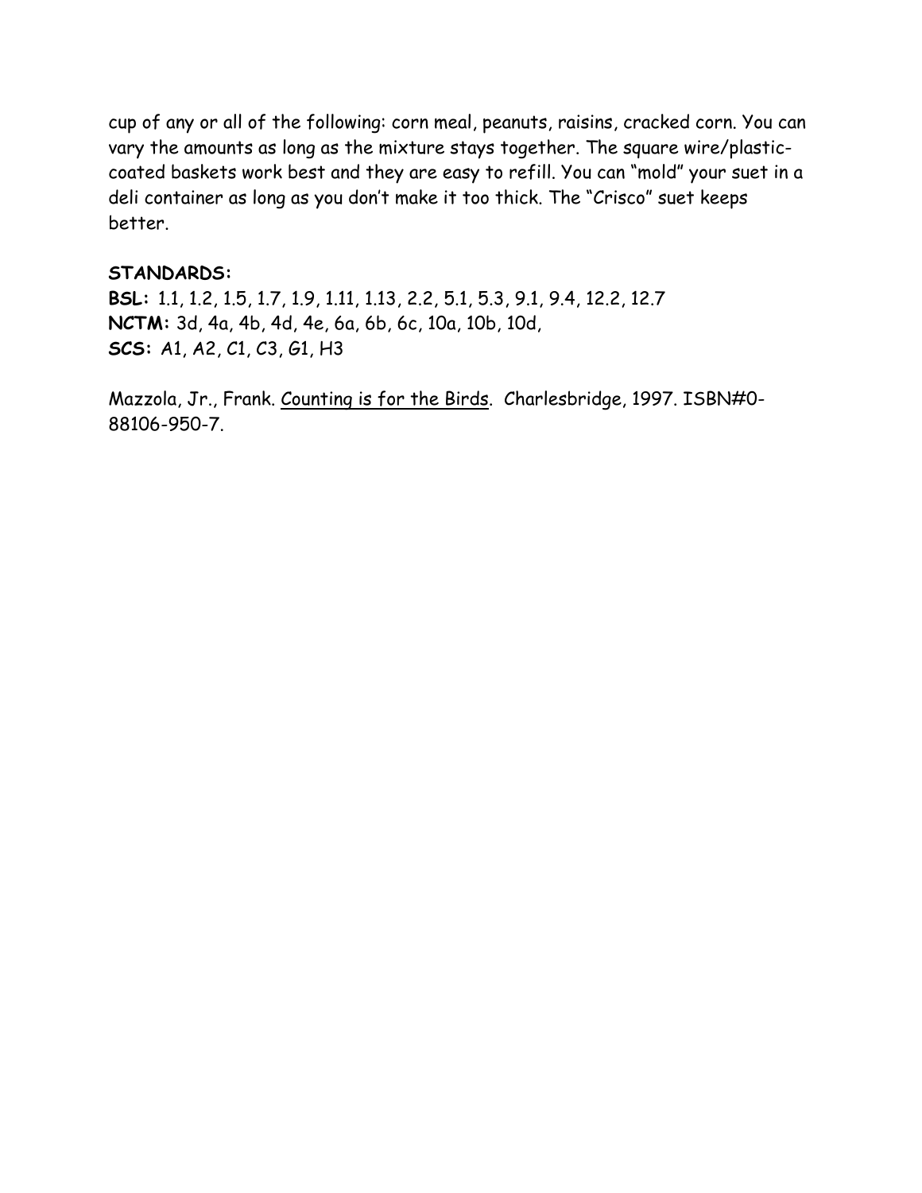cup of any or all of the following: corn meal, peanuts, raisins, cracked corn. You can vary the amounts as long as the mixture stays together. The square wire/plastic-coated baskets work best and they are easy to refill. You can "mold" your suet in a deli container as long as you don't make it too thick. The "Crisco" suet keeps better.

**STANDARDS:**
**BSL:** 1.1, 1.2, 1.5, 1.7, 1.9, 1.11, 1.13, 2.2, 5.1, 5.3, 9.1, 9.4, 12.2, 12.7
**NCTM:** 3d, 4a, 4b, 4d, 4e, 6a, 6b, 6c, 10a, 10b, 10d,
**SCS:** A1, A2, C1, C3, G1, H3

Mazzola, Jr., Frank. <u>Counting is for the Birds</u>. Charlesbridge, 1997. ISBN#0-88106-950-7.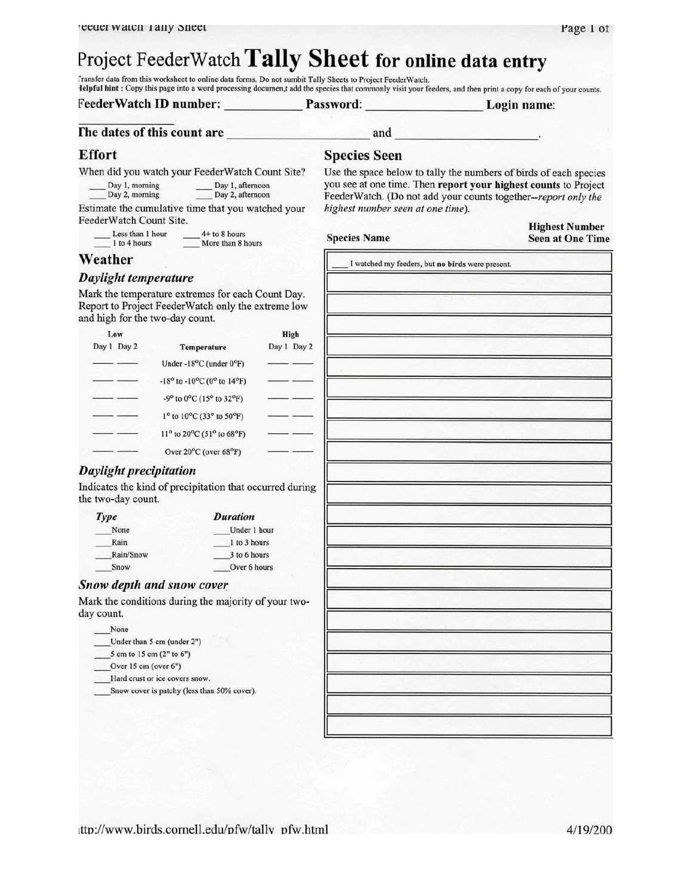# Project FeederWatch **Tally Sheet** for online data entry

Transfer data from this worksheet to online data forms. Do not sumbit Tally Sheets to Project FeederWatch.
**Helpful hint** : Copy this page into a word processing documen,t add the species that commonly visit your feeders, and then print a copy for each of your counts.

**FeederWatch ID number:** ___________ **Password:** _________________ **Login name:** ____________

**The dates of this count are** _____________________ and _____________________.

## Effort

When did you watch your FeederWatch Count Site?

___ Day 1, morning ___ Day 1, afternoon
___ Day 2, morning ___ Day 2, afternoon

Estimate the cumulative time that you watched your FeederWatch Count Site.

___ Less than 1 hour ___ 4+ to 8 hours
___ 1 to 4 hours ___ More than 8 hours

## Weather

### *Daylight temperature*

Mark the temperature extremes for each Count Day. Report to Project FeederWatch only the extreme low and high for the two-day count.

| Low | | | High | |
|---|---|---|---|---|
| Day 1 | Day 2 | Temperature | Day 1 | Day 2 |
| ___ | ___ | Under -18°C (under 0°F) | ___ | ___ |
| ___ | ___ | -18° to -10°C (0° to 14°F) | ___ | ___ |
| ___ | ___ | -9° to 0°C (15° to 32°F) | ___ | ___ |
| ___ | ___ | 1° to 10°C (33° to 50°F) | ___ | ___ |
| ___ | ___ | 11° to 20°C (51° to 68°F) | ___ | ___ |
| ___ | ___ | Over 20°C (over 68°F) | ___ | ___ |

### *Daylight precipitation*

Indicates the kind of precipitation that occurred during the two-day count.

| *Type* | *Duration* |
|---|---|
| ___None | ___Under 1 hour |
| ___Rain | ___1 to 3 hours |
| ___Rain/Snow | ___3 to 6 hours |
| ___Snow | ___Over 6 hours |

### *Snow depth and snow cover*

Mark the conditions during the majority of your two-day count.

___None
___Under than 5 cm (under 2")
___5 cm to 15 cm (2" to 6")
___Over 15 cm (over 6")
___Hard crust or ice covers snow.
___Snow cover is patchy (less than 50% cover).

## Species Seen

Use the space below to tally the numbers of birds of each species you see at one time. Then **report your highest counts** to Project FeederWatch. (Do not add your counts together--*report only the highest number seen at one time*).

| Species Name | Highest Number Seen at One Time |
|---|---|
| ___ I watched my feeders, but **no** birds were present. | |
| | |
| | |
| | |
| | |
| | |
| | |
| | |
| | |
| | |
| | |
| | |
| | |
| | |
| | |
| | |
| | |
| | |
| | |
| | |
| | |
| | |
| | |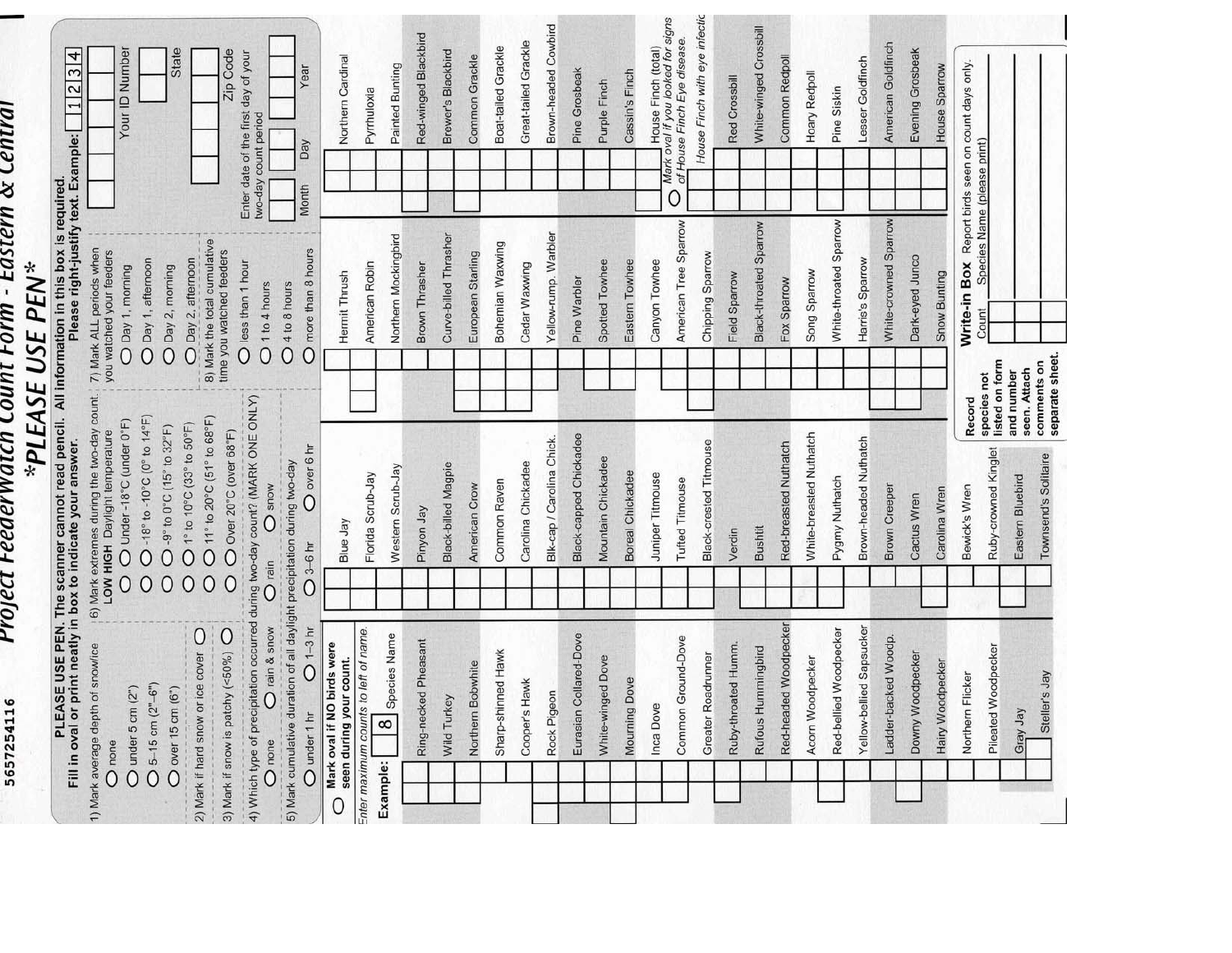5657254116

# Project FeederWatch Count Form - Eastern & Central

## *PLEASE USE PEN*

**PLEASE USE PEN.** The scanner cannot read pencil. All information in this box is required.
Fill in oval or print neatly in box to indicate your answer. Please right-justify text. Example: 1 2 3 4

Your ID Number

State

Zip Code

Enter date of the first day of your two-day count period

Month Day Year

1) Mark average depth of snow/ice
- ○ none
- ○ under 5 cm (2")
- ○ 5-15 cm (2"-6")
- ○ over 15 cm (6")

2) Mark if hard snow or ice cover ○

3) Mark if snow is patchy (<50%) ○

4) Which type of precipitation occurred during two-day count? (MARK ONE ONLY)
- ○ none
- ○ rain
- ○ snow
- ○ rain & snow

5) Mark cumulative duration of all daylight precipitation during two-day
- ○ under 1 hr
- ○ 1-3 hr
- ○ 3-6 hr
- ○ over 6 hr

6) Mark extremes during the two-day count. Daylight temperature

| LOW | HIGH | |
|---|---|---|
| ○ | ○ | Under -18°C (under 0°F) |
| ○ | ○ | -18° to -10°C (0° to 14°F) |
| ○ | ○ | -9° to 0°C (15° to 32°F) |
| ○ | ○ | 1° to 10°C (33° to 50°F) |
| ○ | ○ | 11° to 20°C (51° to 68°F) |
| ○ | ○ | Over 20°C (over 68°F) |

7) Mark ALL periods when you watched your feeders
- ○ Day 1, morning
- ○ Day 1, afternoon
- ○ Day 2, morning
- ○ Day 2, afternoon

8) Mark the total cumulative time you watched feeders
- ○ less than 1 hour
- ○ 1 to 4 hours
- ○ 4 to 8 hours
- ○ more than 8 hours

○ **Mark oval if NO birds were seen during your count.**

*Enter maximum counts to left of name.*

Example: 8 Species Name

| Count | Species | Count | Species | Count | Species | Count | Species |
|---|---|---|---|---|---|---|---|
| | Ring-necked Pheasant | | Blue Jay | | Hermit Thrush | | Northern Cardinal |
| | Wild Turkey | | Florida Scrub-Jay | | American Robin | | Pyrrhuloxia |
| | Northern Bobwhite | | Western Scrub-Jay | | Northern Mockingbird | | Painted Bunting |
| | Sharp-shinned Hawk | | Pinyon Jay | | Brown Thrasher | | Red-winged Blackbird |
| | Cooper's Hawk | | Black-billed Magpie | | Curve-billed Thrasher | | Brewer's Blackbird |
| | Rock Pigeon | | American Crow | | European Starling | | Common Grackle |
| | Eurasian Collared-Dove | | Common Raven | | Bohemian Waxwing | | Boat-tailed Grackle |
| | White-winged Dove | | Carolina Chickadee | | Cedar Waxwing | | Great-tailed Grackle |
| | Mourning Dove | | Blk-cap / Carolina Chick. | | Yellow-rump. Warbler | | Brown-headed Cowbird |
| | Inca Dove | | Black-capped Chickadee | | Pine Warbler | | Pine Grosbeak |
| | Common Ground-Dove | | Mountain Chickadee | | Spotted Towhee | | Purple Finch |
| | Greater Roadrunner | | Boreal Chickadee | | Eastern Towhee | | Cassin's Finch |
| | Ruby-throated Humm. | | Juniper Titmouse | | Canyon Towhee | | House Finch (total) |
| | Rufous Hummingbird | | Tufted Titmouse | | American Tree Sparrow | ○ | *Mark oval if you looked for signs of House Finch Eye disease.* |
| | Red-headed Woodpecker | | Black-crested Titmouse | | Chipping Sparrow | | *House Finch with eye infectio* |
| | Acorn Woodpecker | | Verdin | | Field Sparrow | | Red Crossbill |
| | Red-bellied Woodpecker | | Bushtit | | Black-throated Sparrow | | White-winged Crossbill |
| | Yellow-bellied Sapsucker | | Red-breasted Nuthatch | | Fox Sparrow | | Common Redpoll |
| | Ladder-backed Woodp. | | White-breasted Nuthatch | | Song Sparrow | | Hoary Redpoll |
| | Downy Woodpecker | | Pygmy Nuthatch | | White-throated Sparrow | | Pine Siskin |
| | Hairy Woodpecker | | Brown-headed Nuthatch | | Harris's Sparrow | | Lesser Goldfinch |
| | Northern Flicker | | Brown Creeper | | White-crowned Sparrow | | American Goldfinch |
| | Pileated Woodpecker | | Cactus Wren | | Dark-eyed Junco | | Evening Grosbeak |
| | Gray Jay | | Carolina Wren | | Snow Bunting | | House Sparrow |
| | Steller's Jay | | Bewick's Wren | | | | |
| | | | Ruby-crowned Kinglet | | | | |
| | | | Eastern Bluebird | | | | |
| | | | Townsend's Solitaire | | | | |

**Record species not listed on form and number seen. Attach comments on separate sheet.**

**Write-in Box** Report birds seen on count days only.

| Count | Species Name (please print) |
|---|---|
| | |
| | |
| | |